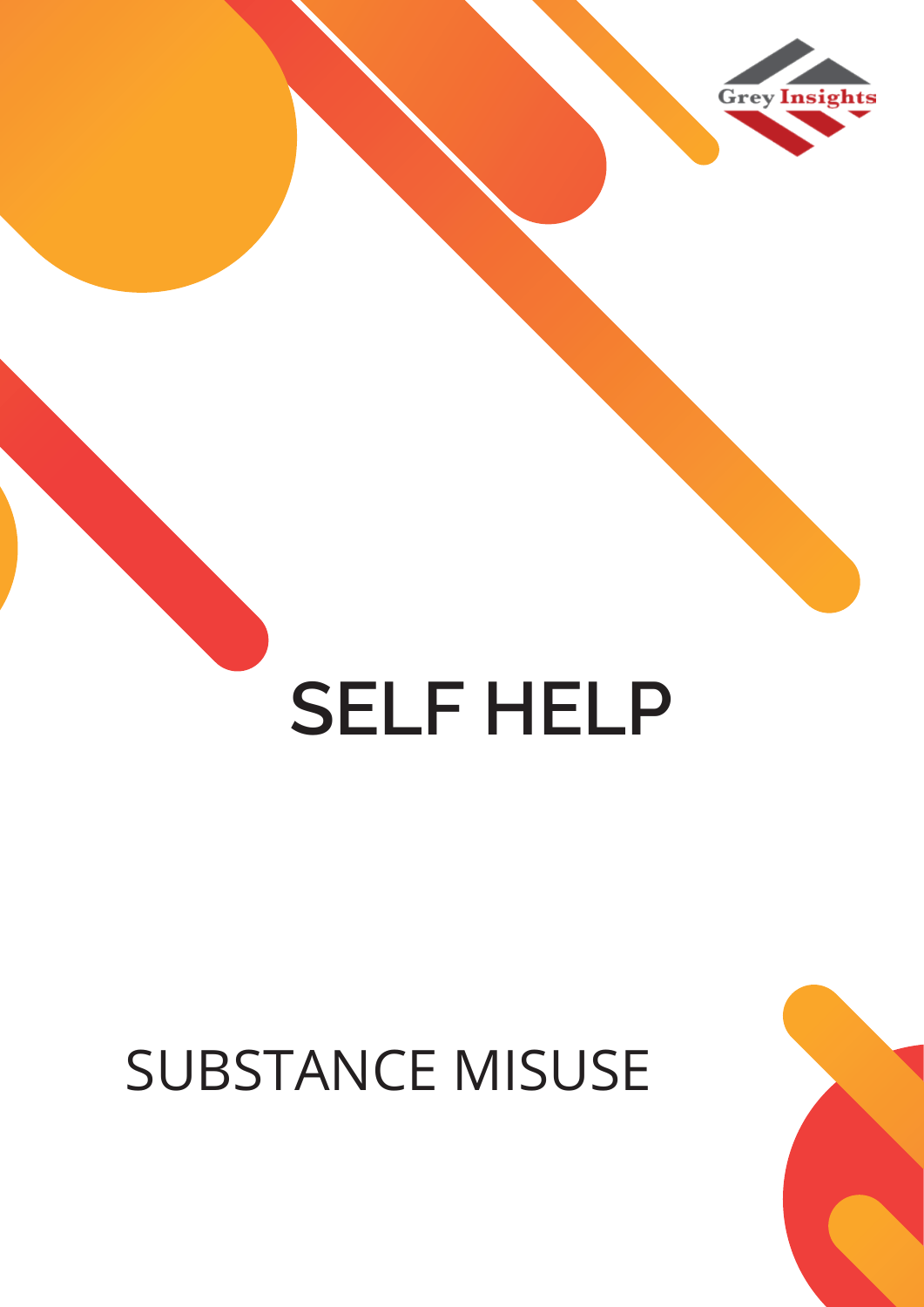Grey Insights

# SELF HELP

## SUBSTANCE MISUSE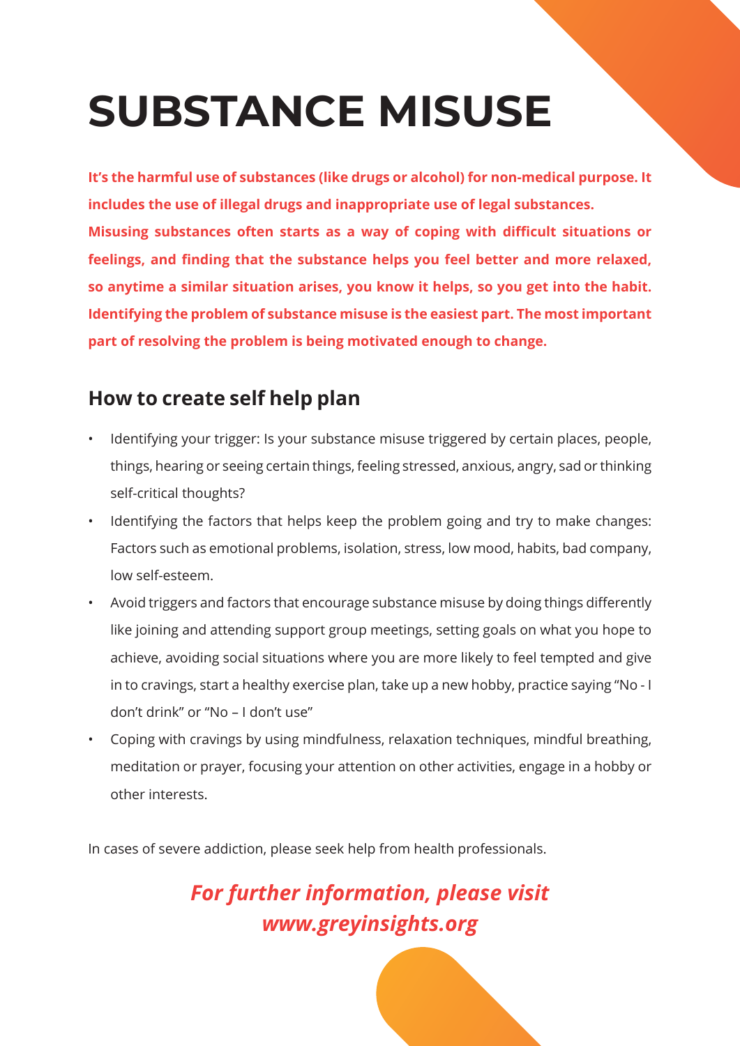# SUBSTANCE MISUSE

**It's the harmful use of substances (like drugs or alcohol) for non-medical purpose. It includes the use of illegal drugs and inappropriate use of legal substances. Misusing substances often starts as a way of coping with difficult situations or feelings, and finding that the substance helps you feel better and more relaxed, so anytime a similar situation arises, you know it helps, so you get into the habit. Identifying the problem of substance misuse is the easiest part. The most important part of resolving the problem is being motivated enough to change.**

## How to create self help plan

- Identifying your trigger: Is your substance misuse triggered by certain places, people, things, hearing or seeing certain things, feeling stressed, anxious, angry, sad or thinking self-critical thoughts?
- Identifying the factors that helps keep the problem going and try to make changes: Factors such as emotional problems, isolation, stress, low mood, habits, bad company, low self-esteem.
- Avoid triggers and factors that encourage substance misuse by doing things differently like joining and attending support group meetings, setting goals on what you hope to achieve, avoiding social situations where you are more likely to feel tempted and give in to cravings, start a healthy exercise plan, take up a new hobby, practice saying "No - I don't drink" or "No – I don't use"
- Coping with cravings by using mindfulness, relaxation techniques, mindful breathing, meditation or prayer, focusing your attention on other activities, engage in a hobby or other interests.

In cases of severe addiction, please seek help from health professionals.

***For further information, please visit www.greyinsights.org***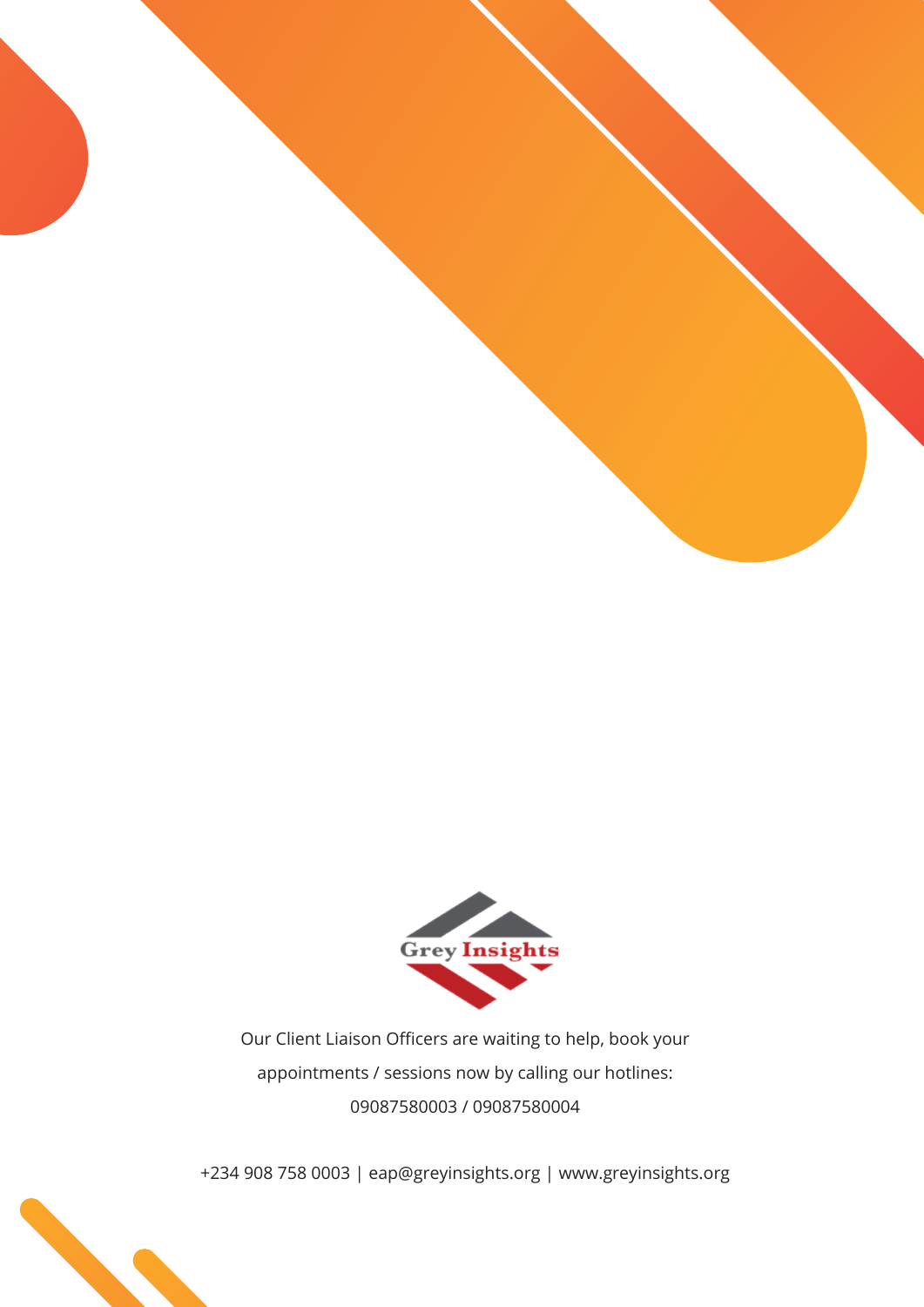Grey Insights

Our Client Liaison Officers are waiting to help, book your appointments / sessions now by calling our hotlines: 09087580003 / 09087580004

+234 908 758 0003 | eap@greyinsights.org | www.greyinsights.org